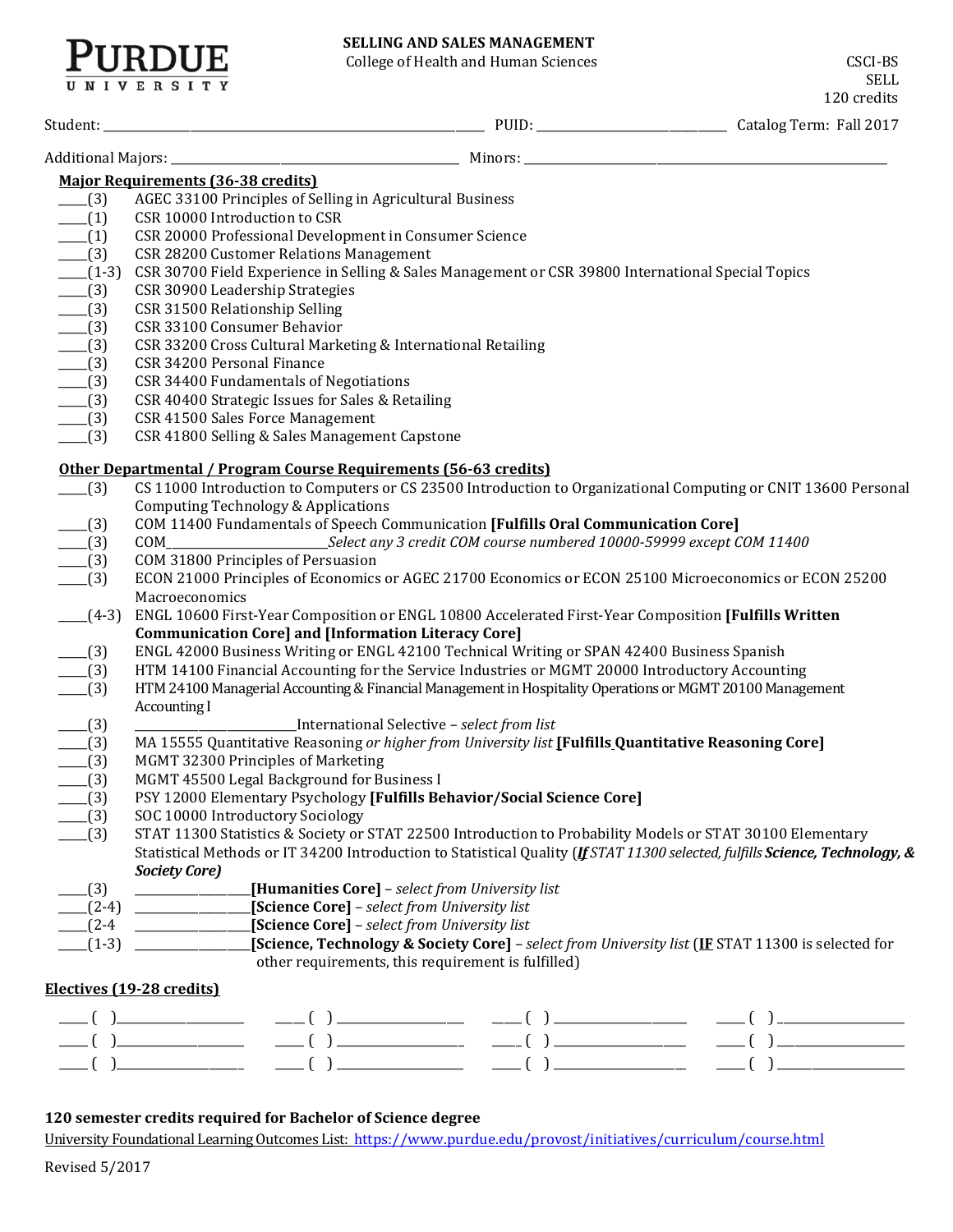**PURDUE UNIVERSITY**

**SELLING AND SALES MANAGEMENT**
College of Health and Human Sciences

CSCI-BS
SELL
120 credits

Student: ______________________ PUID: ______________ Catalog Term: Fall 2017

Additional Majors: ______________________ Minors: ______________________

## Major Requirements (36-38 credits)

- ____(3) AGEC 33100 Principles of Selling in Agricultural Business
- ____(1) CSR 10000 Introduction to CSR
- ____(1) CSR 20000 Professional Development in Consumer Science
- ____(3) CSR 28200 Customer Relations Management
- ____(1-3) CSR 30700 Field Experience in Selling & Sales Management or CSR 39800 International Special Topics
- ____(3) CSR 30900 Leadership Strategies
- ____(3) CSR 31500 Relationship Selling
- ____(3) CSR 33100 Consumer Behavior
- ____(3) CSR 33200 Cross Cultural Marketing & International Retailing
- ____(3) CSR 34200 Personal Finance
- ____(3) CSR 34400 Fundamentals of Negotiations
- ____(3) CSR 40400 Strategic Issues for Sales & Retailing
- ____(3) CSR 41500 Sales Force Management
- ____(3) CSR 41800 Selling & Sales Management Capstone

## Other Departmental / Program Course Requirements (56-63 credits)

- ____(3) CS 11000 Introduction to Computers or CS 23500 Introduction to Organizational Computing or CNIT 13600 Personal Computing Technology & Applications
- ____(3) COM 11400 Fundamentals of Speech Communication **[Fulfills Oral Communication Core]**
- ____(3) COM______________ *Select any 3 credit COM course numbered 10000-59999 except COM 11400*
- ____(3) COM 31800 Principles of Persuasion
- ____(3) ECON 21000 Principles of Economics or AGEC 21700 Economics or ECON 25100 Microeconomics or ECON 25200 Macroeconomics
- ____(4-3) ENGL 10600 First-Year Composition or ENGL 10800 Accelerated First-Year Composition **[Fulfills Written Communication Core] and [Information Literacy Core]**
- ____(3) ENGL 42000 Business Writing or ENGL 42100 Technical Writing or SPAN 42400 Business Spanish
- ____(3) HTM 14100 Financial Accounting for the Service Industries or MGMT 20000 Introductory Accounting
- ____(3) HTM 24100 Managerial Accounting & Financial Management in Hospitality Operations or MGMT 20100 Management Accounting I
- ____(3) ______________International Selective – *select from list*
- ____(3) MA 15555 Quantitative Reasoning *or higher from University list* **[Fulfills Quantitative Reasoning Core]**
- ____(3) MGMT 32300 Principles of Marketing
- ____(3) MGMT 45500 Legal Background for Business I
- ____(3) PSY 12000 Elementary Psychology **[Fulfills Behavior/Social Science Core]**
- ____(3) SOC 10000 Introductory Sociology
- ____(3) STAT 11300 Statistics & Society or STAT 22500 Introduction to Probability Models or STAT 30100 Elementary Statistical Methods or IT 34200 Introduction to Statistical Quality (***If*** *STAT 11300 selected, fulfills* ***Science, Technology, & Society Core)***
- ____(3) ______________**[Humanities Core]** – *select from University list*
- ____(2-4) ______________**[Science Core]** – *select from University list*
- ____(2-4 ______________**[Science Core]** – *select from University list*
- ____(1-3) ______________**[Science, Technology & Society Core]** – *select from University list* (**IF** STAT 11300 is selected for other requirements, this requirement is fulfilled)

## Electives (19-28 credits)

| | | | |
|---|---|---|---|
| ____( )__________ | ____( )__________ | ____( )__________ | ____( )__________ |
| ____( )__________ | ____( )__________ | ____( )__________ | ____( )__________ |
| ____( )__________ | ____( )__________ | ____( )__________ | ____( )__________ |

**120 semester credits required for Bachelor of Science degree**

University Foundational Learning Outcomes List: https://www.purdue.edu/provost/initiatives/curriculum/course.html

Revised 5/2017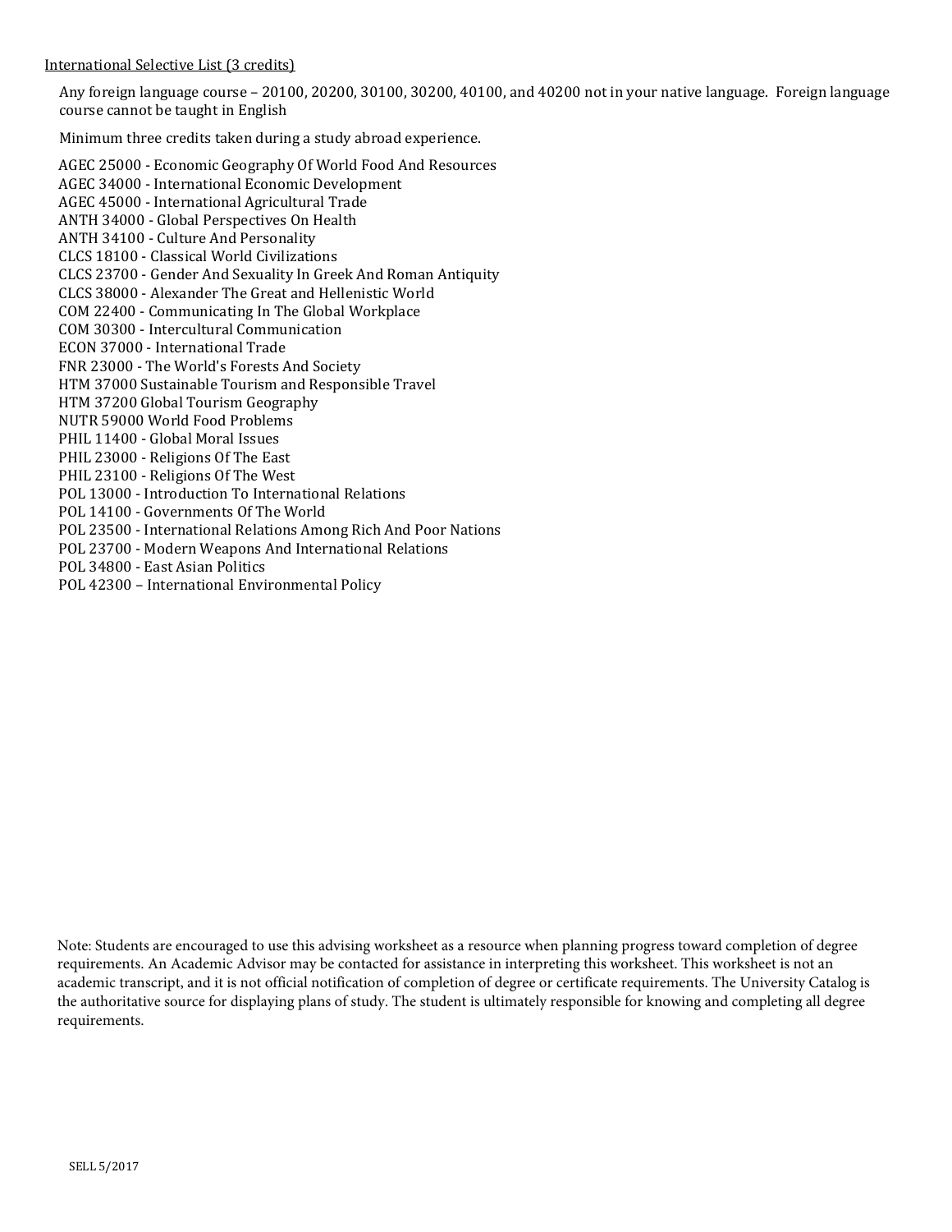International Selective List (3 credits)

Any foreign language course – 20100, 20200, 30100, 30200, 40100, and 40200 not in your native language. Foreign language course cannot be taught in English

Minimum three credits taken during a study abroad experience.

AGEC 25000 - Economic Geography Of World Food And Resources
AGEC 34000 - International Economic Development
AGEC 45000 - International Agricultural Trade
ANTH 34000 - Global Perspectives On Health
ANTH 34100 - Culture And Personality
CLCS 18100 - Classical World Civilizations
CLCS 23700 - Gender And Sexuality In Greek And Roman Antiquity
CLCS 38000 - Alexander The Great and Hellenistic World
COM 22400 - Communicating In The Global Workplace
COM 30300 - Intercultural Communication
ECON 37000 - International Trade
FNR 23000 - The World's Forests And Society
HTM 37000 Sustainable Tourism and Responsible Travel
HTM 37200 Global Tourism Geography
NUTR 59000 World Food Problems
PHIL 11400 - Global Moral Issues
PHIL 23000 - Religions Of The East
PHIL 23100 - Religions Of The West
POL 13000 - Introduction To International Relations
POL 14100 - Governments Of The World
POL 23500 - International Relations Among Rich And Poor Nations
POL 23700 - Modern Weapons And International Relations
POL 34800 - East Asian Politics
POL 42300 – International Environmental Policy

Note: Students are encouraged to use this advising worksheet as a resource when planning progress toward completion of degree requirements. An Academic Advisor may be contacted for assistance in interpreting this worksheet. This worksheet is not an academic transcript, and it is not official notification of completion of degree or certificate requirements. The University Catalog is the authoritative source for displaying plans of study. The student is ultimately responsible for knowing and completing all degree requirements.

SELL 5/2017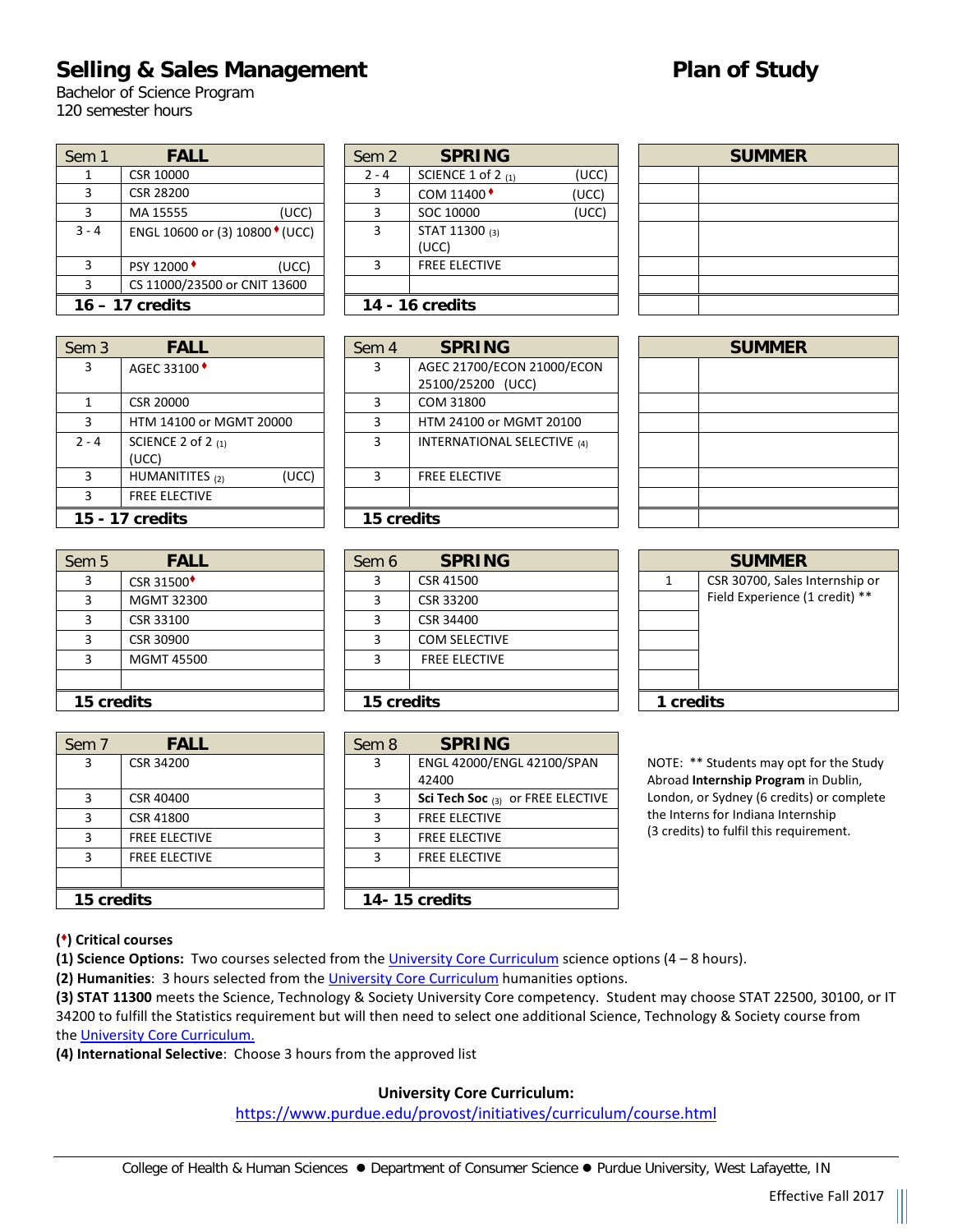# Selling & Sales Management

## Plan of Study

Bachelor of Science Program
120 semester hours

| Sem 1 | FALL |
|---|---|
| 1 | CSR 10000 |
| 3 | CSR 28200 |
| 3 | MA 15555 (UCC) |
| 3 - 4 | ENGL 10600 or (3) 10800♦ (UCC) |
| 3 | PSY 12000♦ (UCC) |
| 3 | CS 11000/23500 or CNIT 13600 |
| **16 – 17 credits** | |

| Sem 2 | SPRING |
|---|---|
| 2 - 4 | SCIENCE 1 of 2 (1) (UCC) |
| 3 | COM 11400♦ (UCC) |
| 3 | SOC 10000 (UCC) |
| 3 | STAT 11300 (3) (UCC) |
| 3 | FREE ELECTIVE |
| | |
| **14 - 16 credits** | |

| | SUMMER |
|---|---|
| | |

| Sem 3 | FALL |
|---|---|
| 3 | AGEC 33100♦ |
| 1 | CSR 20000 |
| 3 | HTM 14100 or MGMT 20000 |
| 2 - 4 | SCIENCE 2 of 2 (1) (UCC) |
| 3 | HUMANITITES (2) (UCC) |
| 3 | FREE ELECTIVE |
| **15 - 17 credits** | |

| Sem 4 | SPRING |
|---|---|
| 3 | AGEC 21700/ECON 21000/ECON 25100/25200 (UCC) |
| 3 | COM 31800 |
| 3 | HTM 24100 or MGMT 20100 |
| 3 | INTERNATIONAL SELECTIVE (4) |
| 3 | FREE ELECTIVE |
| | |
| **15 credits** | |

| | SUMMER |
|---|---|
| | |

| Sem 5 | FALL |
|---|---|
| 3 | CSR 31500♦ |
| 3 | MGMT 32300 |
| 3 | CSR 33100 |
| 3 | CSR 30900 |
| 3 | MGMT 45500 |
| | |
| **15 credits** | |

| Sem 6 | SPRING |
|---|---|
| 3 | CSR 41500 |
| 3 | CSR 33200 |
| 3 | CSR 34400 |
| 3 | COM SELECTIVE |
| 3 | FREE ELECTIVE |
| | |
| **15 credits** | |

| | SUMMER |
|---|---|
| 1 | CSR 30700, Sales Internship or Field Experience (1 credit) ** |
| **1 credits** | |

| Sem 7 | FALL |
|---|---|
| 3 | CSR 34200 |
| 3 | CSR 40400 |
| 3 | CSR 41800 |
| 3 | FREE ELECTIVE |
| 3 | FREE ELECTIVE |
| | |
| **15 credits** | |

| Sem 8 | SPRING |
|---|---|
| 3 | ENGL 42000/ENGL 42100/SPAN 42400 |
| 3 | **Sci Tech Soc** (3) or FREE ELECTIVE |
| 3 | FREE ELECTIVE |
| 3 | FREE ELECTIVE |
| 3 | FREE ELECTIVE |
| | |
| **14- 15 credits** | |

NOTE: ** Students may opt for the Study Abroad **Internship Program** in Dublin, London, or Sydney (6 credits) or complete the Interns for Indiana Internship (3 credits) to fulfil this requirement.

**(♦) Critical courses**

**(1) Science Options:** Two courses selected from the University Core Curriculum science options (4 – 8 hours).

**(2) Humanities**: 3 hours selected from the University Core Curriculum humanities options.

**(3) STAT 11300** meets the Science, Technology & Society University Core competency. Student may choose STAT 22500, 30100, or IT 34200 to fulfill the Statistics requirement but will then need to select one additional Science, Technology & Society course from the University Core Curriculum.

**(4) International Selective**: Choose 3 hours from the approved list

**University Core Curriculum:**
https://www.purdue.edu/provost/initiatives/curriculum/course.html

College of Health & Human Sciences ● Department of Consumer Science ● Purdue University, West Lafayette, IN

Effective Fall 2017